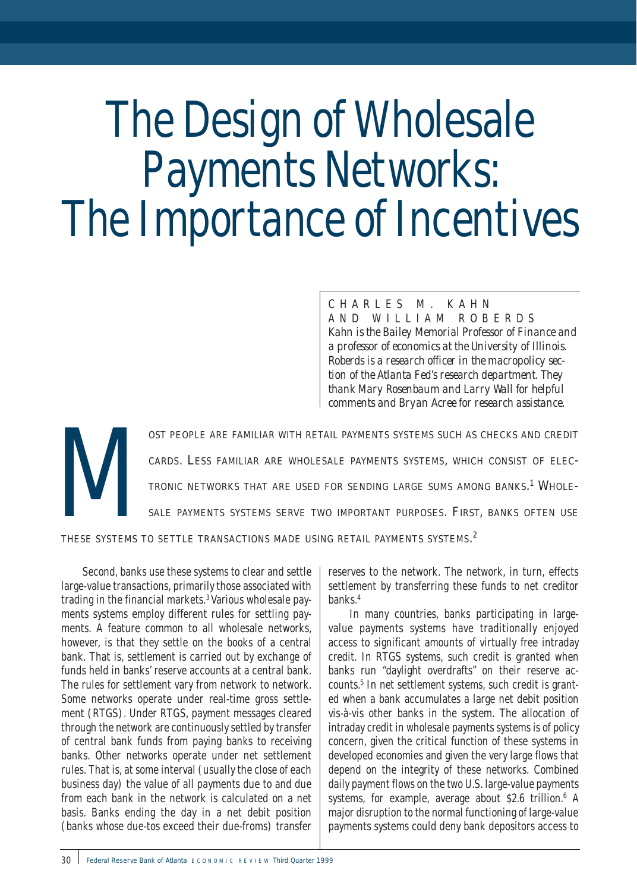# The Design of Wholesale Payments Networks: The Importance of Incentives

CHARLES M. KAHN
AND WILLIAM ROBERDS

*Kahn is the Bailey Memorial Professor of Finance and a professor of economics at the University of Illinois. Roberds is a research officer in the macropolicy section of the Atlanta Fed's research department. They thank Mary Rosenbaum and Larry Wall for helpful comments and Bryan Acree for research assistance.*

MOST PEOPLE ARE FAMILIAR WITH RETAIL PAYMENTS SYSTEMS SUCH AS CHECKS AND CREDIT CARDS. LESS FAMILIAR ARE WHOLESALE PAYMENTS SYSTEMS, WHICH CONSIST OF ELECTRONIC NETWORKS THAT ARE USED FOR SENDING LARGE SUMS AMONG BANKS.[1] WHOLESALE PAYMENTS SYSTEMS SERVE TWO IMPORTANT PURPOSES. FIRST, BANKS OFTEN USE THESE SYSTEMS TO SETTLE TRANSACTIONS MADE USING RETAIL PAYMENTS SYSTEMS.[2]

Second, banks use these systems to clear and settle large-value transactions, primarily those associated with trading in the financial markets.[3] Various wholesale payments systems employ different rules for settling payments. A feature common to all wholesale networks, however, is that they settle on the books of a central bank. That is, settlement is carried out by exchange of funds held in banks' reserve accounts at a central bank. The rules for settlement vary from network to network. Some networks operate under real-time gross settlement (RTGS). Under RTGS, payment messages cleared through the network are continuously settled by transfer of central bank funds from paying banks to receiving banks. Other networks operate under net settlement rules. That is, at some interval (usually the close of each business day) the value of all payments due to and due from each bank in the network is calculated on a net basis. Banks ending the day in a net debit position (banks whose due-tos exceed their due-froms) transfer reserves to the network. The network, in turn, effects settlement by transferring these funds to net creditor banks.[4]

In many countries, banks participating in large-value payments systems have traditionally enjoyed access to significant amounts of virtually free intraday credit. In RTGS systems, such credit is granted when banks run "daylight overdrafts" on their reserve accounts.[5] In net settlement systems, such credit is granted when a bank accumulates a large net debit position vis-à-vis other banks in the system. The allocation of intraday credit in wholesale payments systems is of policy concern, given the critical function of these systems in developed economies and given the very large flows that depend on the integrity of these networks. Combined daily payment flows on the two U.S. large-value payments systems, for example, average about $2.6 trillion.[6] A major disruption to the normal functioning of large-value payments systems could deny bank depositors access to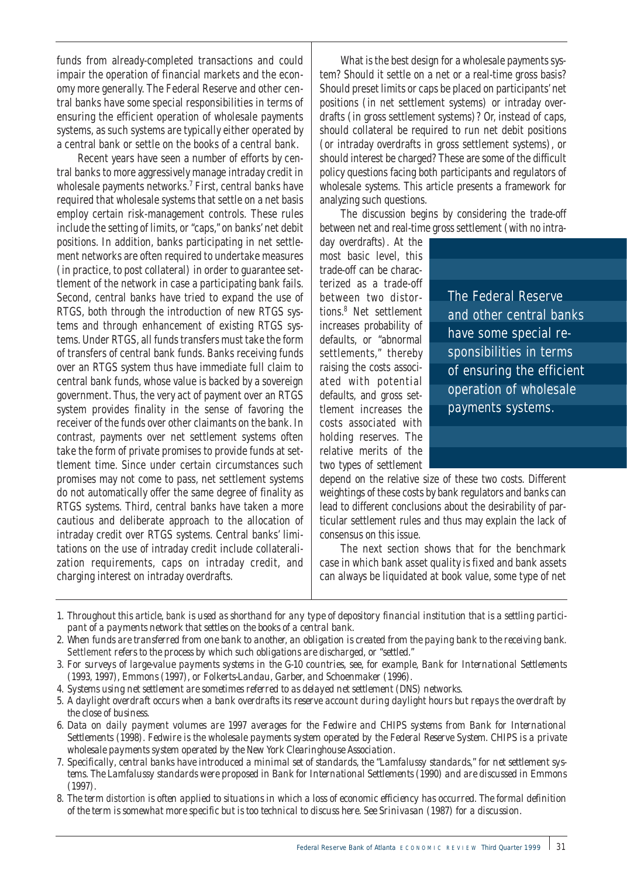funds from already-completed transactions and could impair the operation of financial markets and the economy more generally. The Federal Reserve and other central banks have some special responsibilities in terms of ensuring the efficient operation of wholesale payments systems, as such systems are typically either operated by a central bank or settle on the books of a central bank.

Recent years have seen a number of efforts by central banks to more aggressively manage intraday credit in wholesale payments networks.[7] First, central banks have required that wholesale systems that settle on a net basis employ certain risk-management controls. These rules include the setting of limits, or "caps," on banks' net debit positions. In addition, banks participating in net settlement networks are often required to undertake measures (in practice, to post collateral) in order to guarantee settlement of the network in case a participating bank fails. Second, central banks have tried to expand the use of RTGS, both through the introduction of new RTGS systems and through enhancement of existing RTGS systems. Under RTGS, all funds transfers must take the form of transfers of central bank funds. Banks receiving funds over an RTGS system thus have immediate full claim to central bank funds, whose value is backed by a sovereign government. Thus, the very act of payment over an RTGS system provides finality in the sense of favoring the receiver of the funds over other claimants on the bank. In contrast, payments over net settlement systems often take the form of private promises to provide funds at settlement time. Since under certain circumstances such promises may not come to pass, net settlement systems do not automatically offer the same degree of finality as RTGS systems. Third, central banks have taken a more cautious and deliberate approach to the allocation of intraday credit over RTGS systems. Central banks' limitations on the use of intraday credit include collateralization requirements, caps on intraday credit, and charging interest on intraday overdrafts.

What is the best design for a wholesale payments system? Should it settle on a net or a real-time gross basis? Should preset limits or caps be placed on participants' net positions (in net settlement systems) or intraday overdrafts (in gross settlement systems)? Or, instead of caps, should collateral be required to run net debit positions (or intraday overdrafts in gross settlement systems), or should interest be charged? These are some of the difficult policy questions facing both participants and regulators of wholesale systems. This article presents a framework for analyzing such questions.

The discussion begins by considering the trade-off between net and real-time gross settlement (with no intraday overdrafts). At the most basic level, this trade-off can be characterized as a trade-off between two distortions.[8] Net settlement increases probability of defaults, or "abnormal settlements," thereby raising the costs associated with potential defaults, and gross settlement increases the costs associated with holding reserves. The relative merits of the two types of settlement depend on the relative size of these two costs. Different weightings of these costs by bank regulators and banks can lead to different conclusions about the desirability of particular settlement rules and thus may explain the lack of consensus on this issue.

> The Federal Reserve and other central banks have some special responsibilities in terms of ensuring the efficient operation of wholesale payments systems.

The next section shows that for the benchmark case in which bank asset quality is fixed and bank assets can always be liquidated at book value, some type of net

---

1. Throughout this article, *bank* is used as shorthand for any type of depository financial institution that is a settling participant of a payments network that settles on the books of a central bank.
2. When funds are transferred from one bank to another, an obligation is created from the paying bank to the receiving bank. *Settlement* refers to the process by which such obligations are discharged, or "settled."
3. For surveys of large-value payments systems in the G-10 countries, see, for example, Bank for International Settlements (1993, 1997), Emmons (1997), or Folkerts-Landau, Garber, and Schoenmaker (1996).
4. Systems using net settlement are sometimes referred to as delayed net settlement (DNS) networks.
5. A *daylight overdraft* occurs when a bank overdrafts its reserve account during daylight hours but repays the overdraft by the close of business.
6. Data on daily payment volumes are 1997 averages for the Fedwire and CHIPS systems from Bank for International Settlements (1998). Fedwire is the wholesale payments system operated by the Federal Reserve System. CHIPS is a private wholesale payments system operated by the New York Clearinghouse Association.
7. Specifically, central banks have introduced a minimal set of standards, the "Lamfalussy standards," for net settlement systems. The Lamfalussy standards were proposed in Bank for International Settlements (1990) and are discussed in Emmons (1997).
8. The term *distortion* is often applied to situations in which a loss of economic efficiency has occurred. The formal definition of the term is somewhat more specific but is too technical to discuss here. See Srinivasan (1987) for a discussion.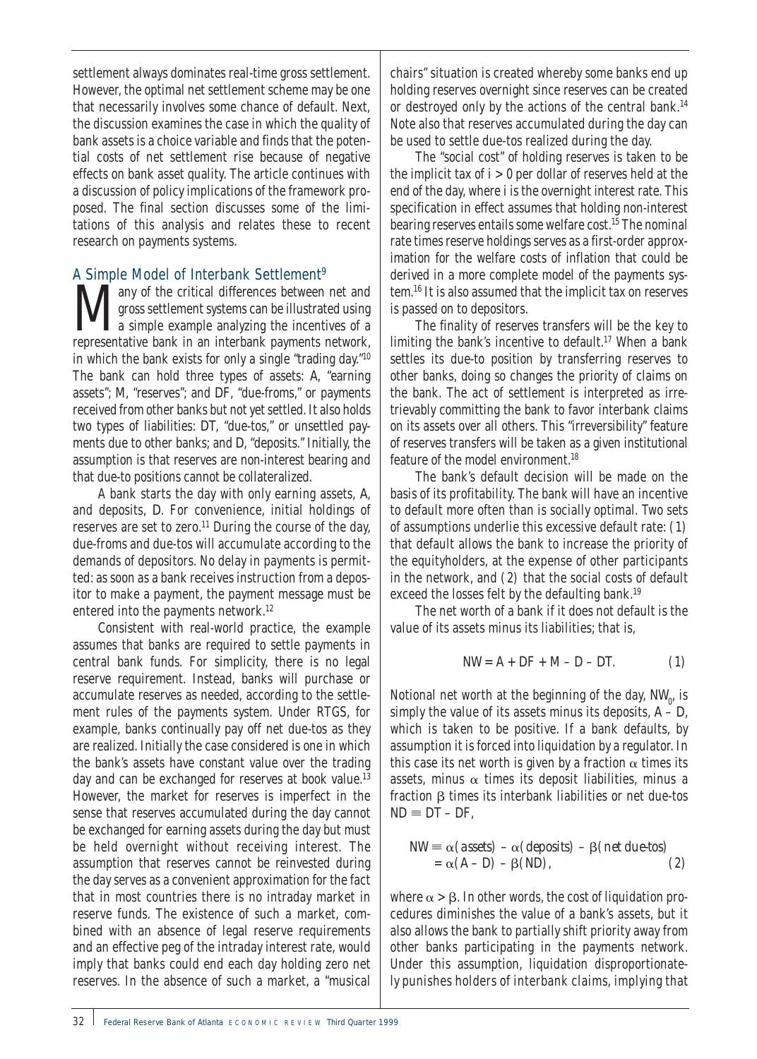settlement always dominates real-time gross settlement. However, the optimal net settlement scheme may be one that necessarily involves some chance of default. Next, the discussion examines the case in which the quality of bank assets is a choice variable and finds that the potential costs of net settlement rise because of negative effects on bank asset quality. The article continues with a discussion of policy implications of the framework proposed. The final section discusses some of the limitations of this analysis and relates these to recent research on payments systems.

## A Simple Model of Interbank Settlement[9]

Many of the critical differences between net and gross settlement systems can be illustrated using a simple example analyzing the incentives of a representative bank in an interbank payments network, in which the bank exists for only a single "trading day."[10] The bank can hold three types of assets: A, "earning assets"; M, "reserves"; and DF, "due-froms," or payments received from other banks but not yet settled. It also holds two types of liabilities: DT, "due-tos," or unsettled payments due to other banks; and D, "deposits." Initially, the assumption is that reserves are non-interest bearing and that due-to positions cannot be collateralized.

A bank starts the day with only earning assets, A, and deposits, D. For convenience, initial holdings of reserves are set to zero.[11] During the course of the day, due-froms and due-tos will accumulate according to the demands of depositors. No delay in payments is permitted: as soon as a bank receives instruction from a depositor to make a payment, the payment message must be entered into the payments network.[12]

Consistent with real-world practice, the example assumes that banks are required to settle payments in central bank funds. For simplicity, there is no legal reserve requirement. Instead, banks will purchase or accumulate reserves as needed, according to the settlement rules of the payments system. Under RTGS, for example, banks continually pay off net due-tos as they are realized. Initially the case considered is one in which the bank's assets have constant value over the trading day and can be exchanged for reserves at book value.[13] However, the market for reserves is imperfect in the sense that reserves accumulated during the day cannot be exchanged for earning assets during the day but must be held overnight without receiving interest. The assumption that reserves cannot be reinvested during the day serves as a convenient approximation for the fact that in most countries there is no intraday market in reserve funds. The existence of such a market, combined with an absence of legal reserve requirements and an effective peg of the intraday interest rate, would imply that banks could end each day holding zero net reserves. In the absence of such a market, a "musical chairs" situation is created whereby some banks end up holding reserves overnight since reserves can be created or destroyed only by the actions of the central bank.[14] Note also that reserves accumulated during the day can be used to settle due-tos realized during the day.

The "social cost" of holding reserves is taken to be the implicit tax of $i > 0$ per dollar of reserves held at the end of the day, where $i$ is the overnight interest rate. This specification in effect assumes that holding non-interest bearing reserves entails some welfare cost.[15] The nominal rate times reserve holdings serves as a first-order approximation for the welfare costs of inflation that could be derived in a more complete model of the payments system.[16] It is also assumed that the implicit tax on reserves is passed on to depositors.

The finality of reserves transfers will be the key to limiting the bank's incentive to default.[17] When a bank settles its due-to position by transferring reserves to other banks, doing so changes the priority of claims on the bank. The act of settlement is interpreted as irretrievably committing the bank to favor interbank claims on its assets over all others. This "irreversibility" feature of reserves transfers will be taken as a given institutional feature of the model environment.[18]

The bank's default decision will be made on the basis of its profitability. The bank will have an incentive to default more often than is socially optimal. Two sets of assumptions underlie this excessive default rate: (1) that default allows the bank to increase the priority of the equityholders, at the expense of other participants in the network, and (2) that the social costs of default exceed the losses felt by the defaulting bank.[19]

The net worth of a bank if it does not default is the value of its assets minus its liabilities; that is,

$$NW = A + DF + M - D - DT. \qquad (1)$$

Notional net worth at the beginning of the day, $NW_0$, is simply the value of its assets minus its deposits, $A - D$, which is taken to be positive. If a bank defaults, by assumption it is forced into liquidation by a regulator. In this case its net worth is given by a fraction $\alpha$ times its assets, minus $\alpha$ times its deposit liabilities, minus a fraction $\beta$ times its interbank liabilities or net due-tos $ND \equiv DT - DF$,

$$\begin{aligned} NW &\equiv \alpha(\textit{assets}) - \alpha(\textit{deposits}) - \beta(\textit{net due-tos}) \\ &= \alpha(A - D) - \beta(ND), \end{aligned} \qquad (2)$$

where $\alpha > \beta$. In other words, the cost of liquidation procedures diminishes the value of a bank's assets, but it also allows the bank to partially shift priority away from other banks participating in the payments network. Under this assumption, liquidation disproportionately punishes holders of interbank claims, implying that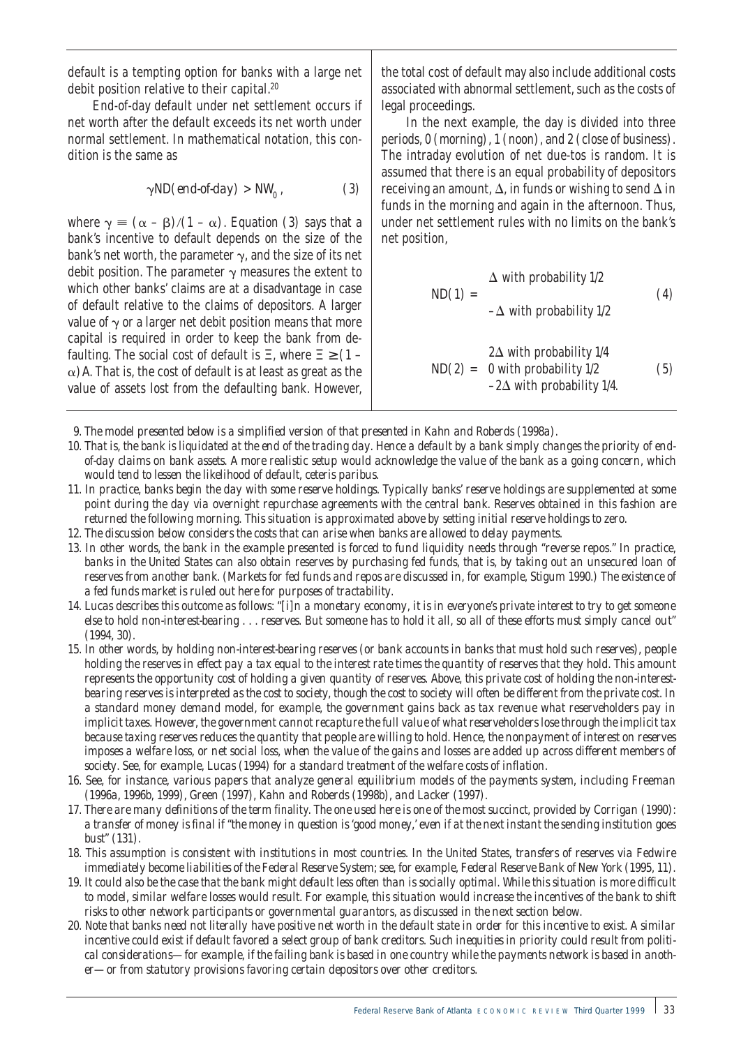default is a tempting option for banks with a large net debit position relative to their capital.[20]

End-of-day default under net settlement occurs if net worth after the default exceeds its net worth under normal settlement. In mathematical notation, this condition is the same as

$$\gamma ND(\text{end-of-day}) > NW_0, \qquad (3)$$

where $\gamma \equiv (\alpha - \beta)/(1 - \alpha)$. Equation (3) says that a bank's incentive to default depends on the size of the bank's net worth, the parameter $\gamma$, and the size of its net debit position. The parameter $\gamma$ measures the extent to which other banks' claims are at a disadvantage in case of default relative to the claims of depositors. A larger value of $\gamma$ or a larger net debit position means that more capital is required in order to keep the bank from defaulting. The social cost of default is $\Xi$, where $\Xi \geq (1 - \alpha)A$. That is, the cost of default is at least as great as the value of assets lost from the defaulting bank. However, the total cost of default may also include additional costs associated with abnormal settlement, such as the costs of legal proceedings.

In the next example, the day is divided into three periods, 0 (morning), 1 (noon), and 2 (close of business). The intraday evolution of net due-tos is random. It is assumed that there is an equal probability of depositors receiving an amount, $\Delta$, in funds or wishing to send $\Delta$ in funds in the morning and again in the afternoon. Thus, under net settlement rules with no limits on the bank's net position,

$$ND(1) = \begin{cases} \Delta \text{ with probability } 1/2 \\ -\Delta \text{ with probability } 1/2 \end{cases} \qquad (4)$$

$$ND(2) = \begin{cases} 2\Delta \text{ with probability } 1/4 \\ 0 \text{ with probability } 1/2 \\ -2\Delta \text{ with probability } 1/4. \end{cases} \qquad (5)$$

9. The model presented below is a simplified version of that presented in Kahn and Roberds (1998a).

10. That is, the bank is liquidated at the end of the trading day. Hence a default by a bank simply changes the priority of end-of-day claims on bank assets. A more realistic setup would acknowledge the value of the bank as a going concern, which would tend to lessen the likelihood of default, ceteris paribus.

11. In practice, banks begin the day with some reserve holdings. Typically banks' reserve holdings are supplemented at some point during the day via overnight repurchase agreements with the central bank. Reserves obtained in this fashion are returned the following morning. This situation is approximated above by setting initial reserve holdings to zero.

12. The discussion below considers the costs that can arise when banks are allowed to delay payments.

13. In other words, the bank in the example presented is forced to fund liquidity needs through "reverse repos." In practice, banks in the United States can also obtain reserves by purchasing fed funds, that is, by taking out an unsecured loan of reserves from another bank. (Markets for fed funds and repos are discussed in, for example, Stigum 1990.) The existence of a fed funds market is ruled out here for purposes of tractability.

14. Lucas describes this outcome as follows: "[i]n a monetary economy, it is in everyone's private interest to try to get someone else to hold non-interest-bearing . . . reserves. But someone has to hold it all, so all of these efforts must simply cancel out" (1994, 30).

15. In other words, by holding non-interest-bearing reserves (or bank accounts in banks that must hold such reserves), people holding the reserves in effect pay a tax equal to the interest rate times the quantity of reserves that they hold. This amount represents the opportunity cost of holding a given quantity of reserves. Above, this private cost of holding the non-interest-bearing reserves is interpreted as the cost to society, though the cost to society will often be different from the private cost. In a standard money demand model, for example, the government gains back as tax revenue what reserveholders pay in implicit taxes. However, the government cannot recapture the full value of what reserveholders lose through the implicit tax because taxing reserves reduces the quantity that people are willing to hold. Hence, the nonpayment of interest on reserves imposes a welfare loss, or net social loss, when the value of the gains and losses are added up across different members of society. See, for example, Lucas (1994) for a standard treatment of the welfare costs of inflation.

16. See, for instance, various papers that analyze general equilibrium models of the payments system, including Freeman (1996a, 1996b, 1999), Green (1997), Kahn and Roberds (1998b), and Lacker (1997).

17. There are many definitions of the term *finality*. The one used here is one of the most succinct, provided by Corrigan (1990): a transfer of money is final if "the money in question is 'good money,' even if at the next instant the sending institution goes bust" (131).

18. This assumption is consistent with institutions in most countries. In the United States, transfers of reserves via Fedwire immediately become liabilities of the Federal Reserve System; see, for example, Federal Reserve Bank of New York (1995, 11).

19. It could also be the case that the bank might default less often than is socially optimal. While this situation is more difficult to model, similar welfare losses would result. For example, this situation would increase the incentives of the bank to shift risks to other network participants or governmental guarantors, as discussed in the next section below.

20. Note that banks need not literally have positive net worth in the default state in order for this incentive to exist. A similar incentive could exist if default favored a select group of bank creditors. Such inequities in priority could result from political considerations—for example, if the failing bank is based in one country while the payments network is based in another—or from statutory provisions favoring certain depositors over other creditors.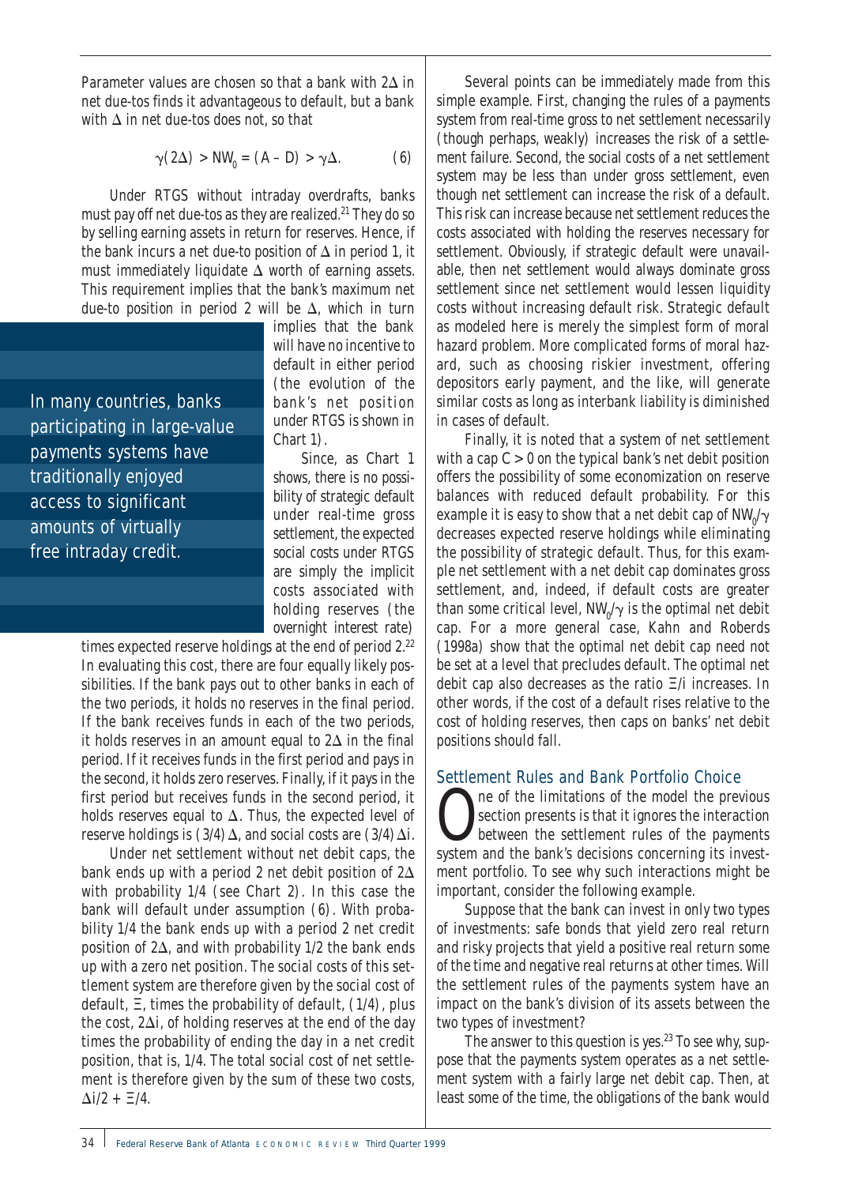Parameter values are chosen so that a bank with $2\Delta$ in net due-tos finds it advantageous to default, but a bank with $\Delta$ in net due-tos does not, so that

$$\gamma(2\Delta) > NW_0 = (A - D) > \gamma\Delta. \tag{6}$$

Under RTGS without intraday overdrafts, banks must pay off net due-tos as they are realized.[21] They do so by selling earning assets in return for reserves. Hence, if the bank incurs a net due-to position of $\Delta$ in period 1, it must immediately liquidate $\Delta$ worth of earning assets. This requirement implies that the bank's maximum net due-to position in period 2 will be $\Delta$, which in turn implies that the bank will have no incentive to default in either period (the evolution of the bank's net position under RTGS is shown in Chart 1).

> In many countries, banks participating in large-value payments systems have traditionally enjoyed access to significant amounts of virtually free intraday credit.

Since, as Chart 1 shows, there is no possibility of strategic default under real-time gross settlement, the expected social costs under RTGS are simply the implicit costs associated with holding reserves (the overnight interest rate) times expected reserve holdings at the end of period 2.[22] In evaluating this cost, there are four equally likely possibilities. If the bank pays out to other banks in each of the two periods, it holds no reserves in the final period. If the bank receives funds in each of the two periods, it holds reserves in an amount equal to $2\Delta$ in the final period. If it receives funds in the first period and pays in the second, it holds zero reserves. Finally, if it pays in the first period but receives funds in the second period, it holds reserves equal to $\Delta$. Thus, the expected level of reserve holdings is $(3/4)\Delta$, and social costs are $(3/4)\Delta i$.

Under net settlement without net debit caps, the bank ends up with a period 2 net debit position of $2\Delta$ with probability 1/4 (see Chart 2). In this case the bank will default under assumption (6). With probability 1/4 the bank ends up with a period 2 net credit position of $2\Delta$, and with probability 1/2 the bank ends up with a zero net position. The social costs of this settlement system are therefore given by the social cost of default, $\Xi$, times the probability of default, (1/4), plus the cost, $2\Delta i$, of holding reserves at the end of the day times the probability of ending the day in a net credit position, that is, 1/4. The total social cost of net settlement is therefore given by the sum of these two costs, $\Delta i/2 + \Xi/4$.

Several points can be immediately made from this simple example. First, changing the rules of a payments system from real-time gross to net settlement necessarily (though perhaps, weakly) increases the risk of a settlement failure. Second, the social costs of a net settlement system may be less than under gross settlement, even though net settlement can increase the risk of a default. This risk can increase because net settlement reduces the costs associated with holding the reserves necessary for settlement. Obviously, if strategic default were unavailable, then net settlement would always dominate gross settlement since net settlement would lessen liquidity costs without increasing default risk. Strategic default as modeled here is merely the simplest form of moral hazard problem. More complicated forms of moral hazard, such as choosing riskier investment, offering depositors early payment, and the like, will generate similar costs as long as interbank liability is diminished in cases of default.

Finally, it is noted that a system of net settlement with a cap $C > 0$ on the typical bank's net debit position offers the possibility of some economization on reserve balances with reduced default probability. For this example it is easy to show that a net debit cap of $NW_0/\gamma$ decreases expected reserve holdings while eliminating the possibility of strategic default. Thus, for this example net settlement with a net debit cap dominates gross settlement, and, indeed, if default costs are greater than some critical level, $NW_0/\gamma$ is the optimal net debit cap. For a more general case, Kahn and Roberds (1998a) show that the optimal net debit cap need not be set at a level that precludes default. The optimal net debit cap also decreases as the ratio $\Xi/i$ increases. In other words, if the cost of a default rises relative to the cost of holding reserves, then caps on banks' net debit positions should fall.

## Settlement Rules and Bank Portfolio Choice

One of the limitations of the model the previous section presents is that it ignores the interaction between the settlement rules of the payments system and the bank's decisions concerning its investment portfolio. To see why such interactions might be important, consider the following example.

Suppose that the bank can invest in only two types of investments: safe bonds that yield zero real return and risky projects that yield a positive real return some of the time and negative real returns at other times. Will the settlement rules of the payments system have an impact on the bank's division of its assets between the two types of investment?

The answer to this question is yes.[23] To see why, suppose that the payments system operates as a net settlement system with a fairly large net debit cap. Then, at least some of the time, the obligations of the bank would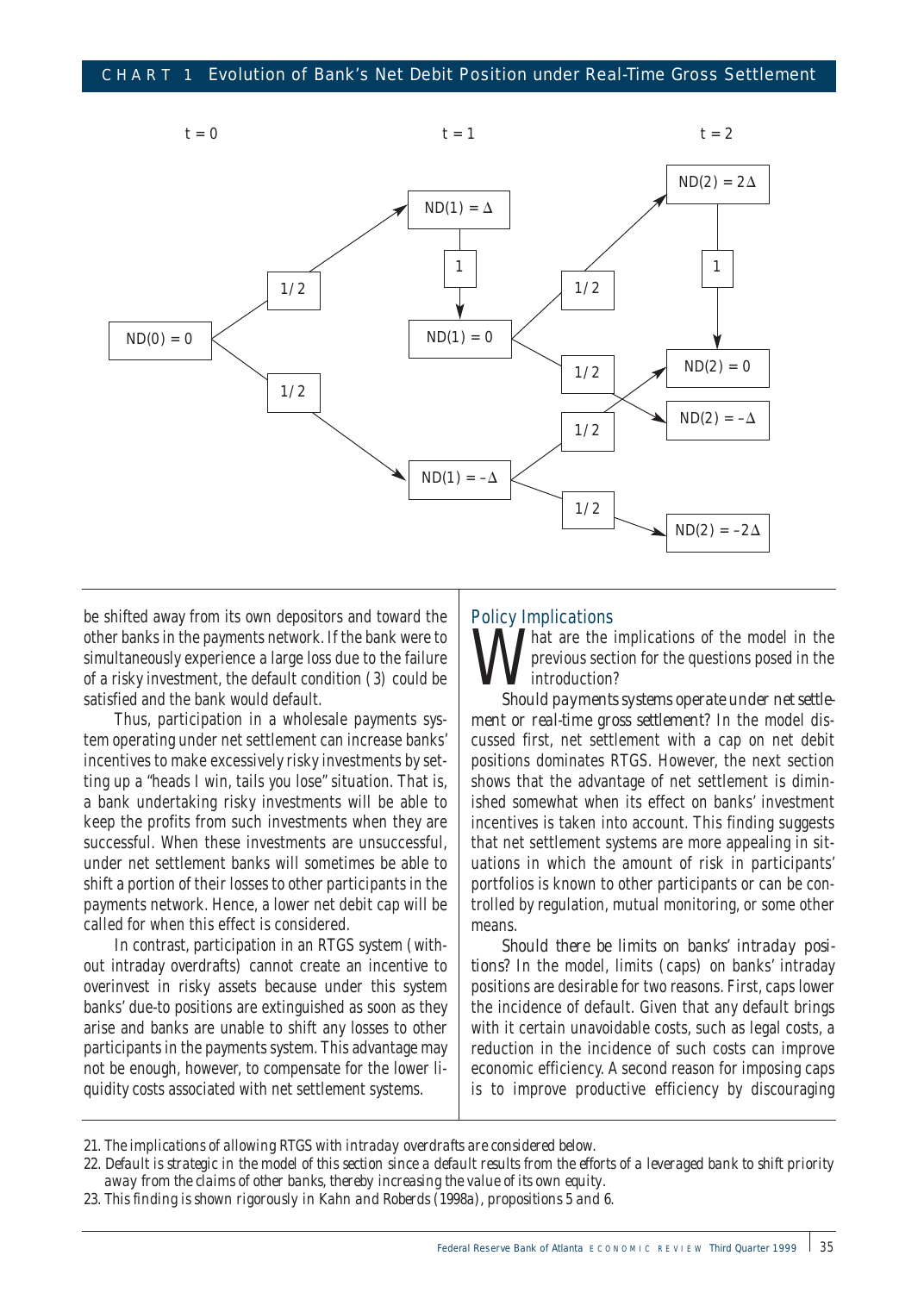CHART 1 Evolution of Bank's Net Debit Position under Real-Time Gross Settlement

be shifted away from its own depositors and toward the other banks in the payments network. If the bank were to simultaneously experience a large loss due to the failure of a risky investment, the default condition (3) could be satisfied and the bank would default.

Thus, participation in a wholesale payments system operating under net settlement can increase banks' incentives to make excessively risky investments by setting up a "heads I win, tails you lose" situation. That is, a bank undertaking risky investments will be able to keep the profits from such investments when they are successful. When these investments are unsuccessful, under net settlement banks will sometimes be able to shift a portion of their losses to other participants in the payments network. Hence, a lower net debit cap will be called for when this effect is considered.

In contrast, participation in an RTGS system (without intraday overdrafts) cannot create an incentive to overinvest in risky assets because under this system banks' due-to positions are extinguished as soon as they arise and banks are unable to shift any losses to other participants in the payments system. This advantage may not be enough, however, to compensate for the lower liquidity costs associated with net settlement systems.

## Policy Implications

What are the implications of the model in the previous section for the questions posed in the introduction?

*Should payments systems operate under net settlement or real-time gross settlement?* In the model discussed first, net settlement with a cap on net debit positions dominates RTGS. However, the next section shows that the advantage of net settlement is diminished somewhat when its effect on banks' investment incentives is taken into account. This finding suggests that net settlement systems are more appealing in situations in which the amount of risk in participants' portfolios is known to other participants or can be controlled by regulation, mutual monitoring, or some other means.

*Should there be limits on banks' intraday positions?* In the model, limits (caps) on banks' intraday positions are desirable for two reasons. First, caps lower the incidence of default. Given that any default brings with it certain unavoidable costs, such as legal costs, a reduction in the incidence of such costs can improve economic efficiency. A second reason for imposing caps is to improve productive efficiency by discouraging

21. The implications of allowing RTGS with intraday overdrafts are considered below.

22. Default is strategic in the model of this section since a default results from the efforts of a leveraged bank to shift priority away from the claims of other banks, thereby increasing the value of its own equity.

23. This finding is shown rigorously in Kahn and Roberds (1998a), propositions 5 and 6.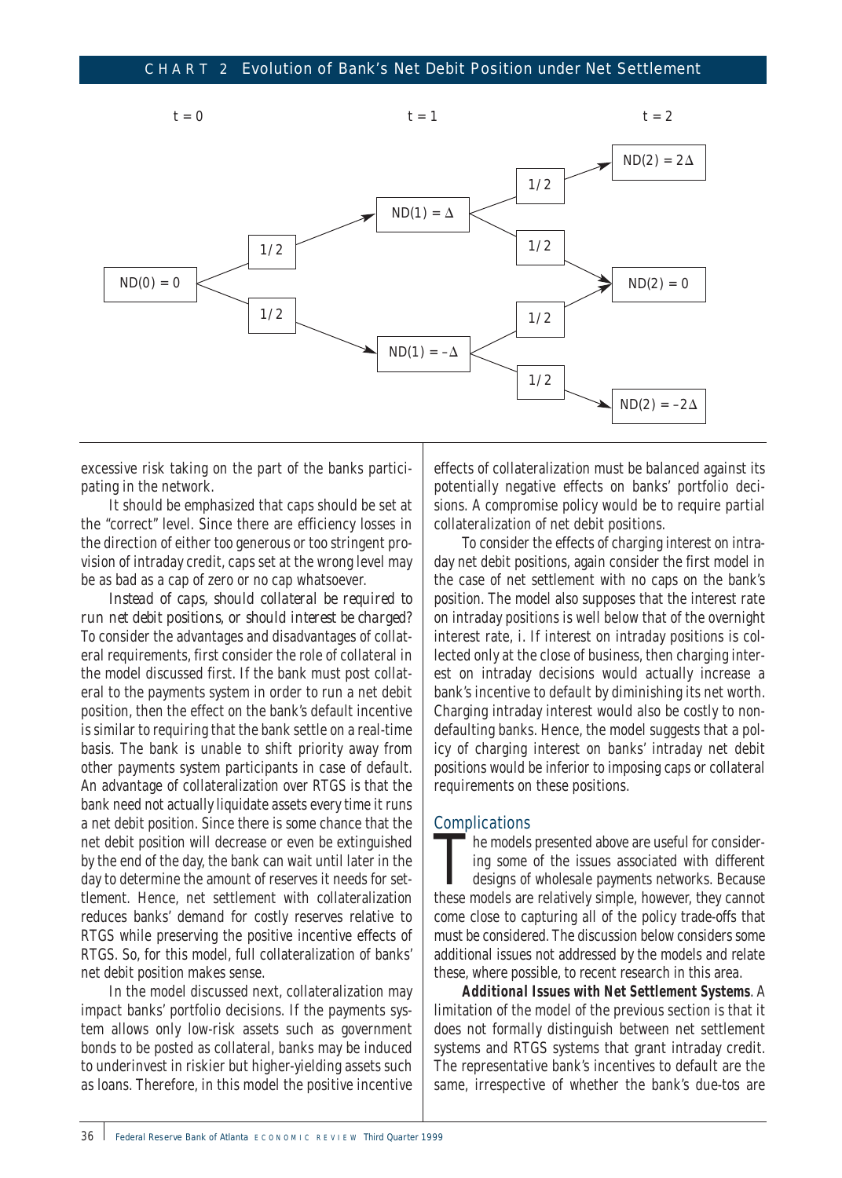CHART 2 Evolution of Bank's Net Debit Position under Net Settlement

| $t = 0$ | | $t = 1$ | | $t = 2$ |
| --- | --- | --- | --- | --- |
| $ND(0) = 0$ | 1/2 | $ND(1) = \Delta$ | 1/2 | $ND(2) = 2\Delta$ |
| | | | 1/2 | $ND(2) = 0$ |
| | 1/2 | $ND(1) = -\Delta$ | 1/2 | $ND(2) = 0$ |
| | | | 1/2 | $ND(2) = -2\Delta$ |

excessive risk taking on the part of the banks participating in the network.

It should be emphasized that caps should be set at the "correct" level. Since there are efficiency losses in the direction of either too generous or too stringent provision of intraday credit, caps set at the wrong level may be as bad as a cap of zero or no cap whatsoever.

*Instead of caps, should collateral be required to run net debit positions, or should interest be charged?* To consider the advantages and disadvantages of collateral requirements, first consider the role of collateral in the model discussed first. If the bank must post collateral to the payments system in order to run a net debit position, then the effect on the bank's default incentive is similar to requiring that the bank settle on a real-time basis. The bank is unable to shift priority away from other payments system participants in case of default. An advantage of collateralization over RTGS is that the bank need not actually liquidate assets every time it runs a net debit position. Since there is some chance that the net debit position will decrease or even be extinguished by the end of the day, the bank can wait until later in the day to determine the amount of reserves it needs for settlement. Hence, net settlement with collateralization reduces banks' demand for costly reserves relative to RTGS while preserving the positive incentive effects of RTGS. So, for this model, full collateralization of banks' net debit position makes sense.

In the model discussed next, collateralization may impact banks' portfolio decisions. If the payments system allows only low-risk assets such as government bonds to be posted as collateral, banks may be induced to underinvest in riskier but higher-yielding assets such as loans. Therefore, in this model the positive incentive effects of collateralization must be balanced against its potentially negative effects on banks' portfolio decisions. A compromise policy would be to require partial collateralization of net debit positions.

To consider the effects of charging interest on intraday net debit positions, again consider the first model in the case of net settlement with no caps on the bank's position. The model also supposes that the interest rate on intraday positions is well below that of the overnight interest rate, $i$. If interest on intraday positions is collected only at the close of business, then charging interest on intraday decisions would actually increase a bank's incentive to default by diminishing its net worth. Charging intraday interest would also be costly to nondefaulting banks. Hence, the model suggests that a policy of charging interest on banks' intraday net debit positions would be inferior to imposing caps or collateral requirements on these positions.

## Complications

The models presented above are useful for considering some of the issues associated with different designs of wholesale payments networks. Because these models are relatively simple, however, they cannot come close to capturing all of the policy trade-offs that must be considered. The discussion below considers some additional issues not addressed by the models and relate these, where possible, to recent research in this area.

**Additional Issues with Net Settlement Systems**. A limitation of the model of the previous section is that it does not formally distinguish between net settlement systems and RTGS systems that grant intraday credit. The representative bank's incentives to default are the same, irrespective of whether the bank's due-tos are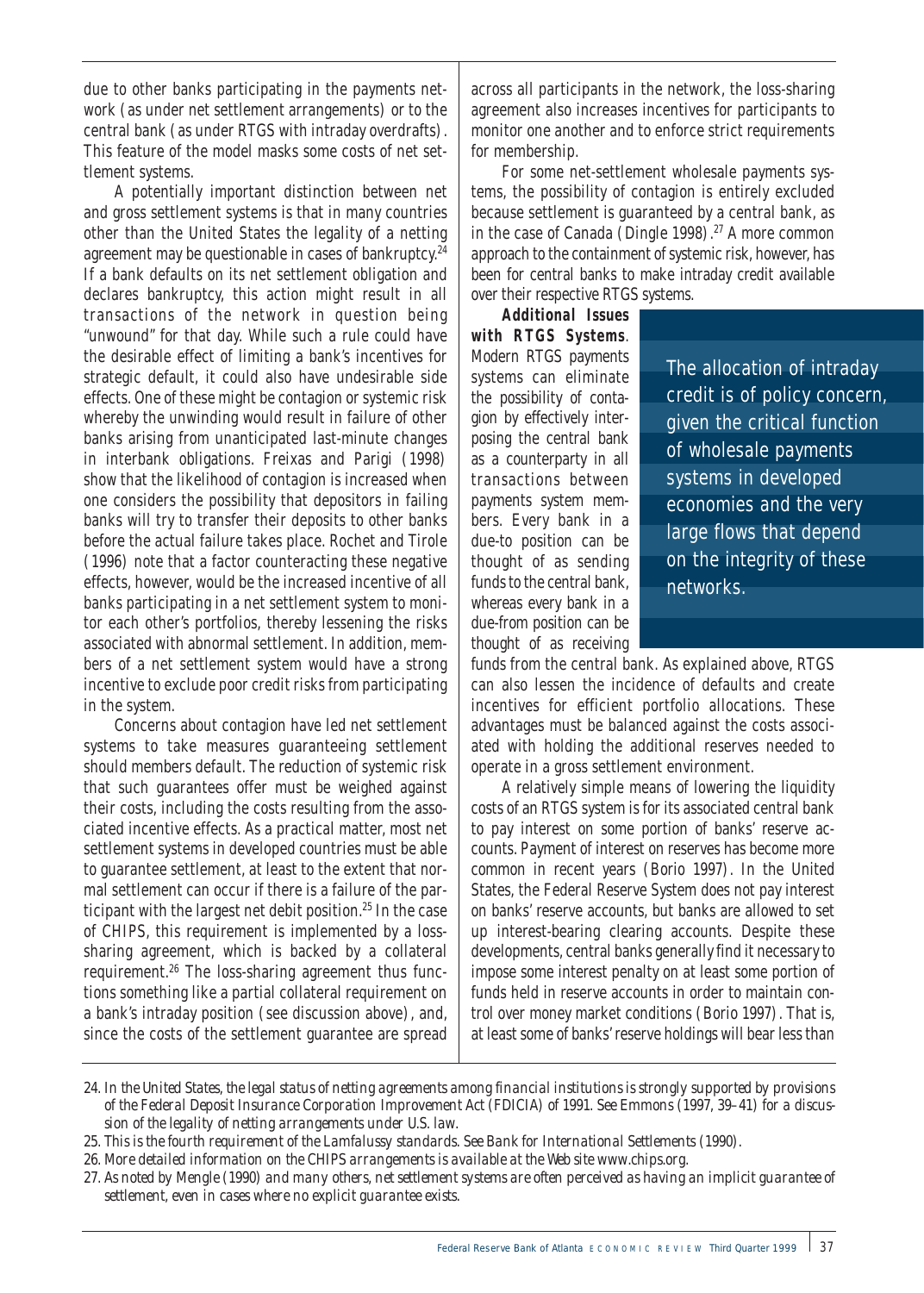due to other banks participating in the payments network (as under net settlement arrangements) or to the central bank (as under RTGS with intraday overdrafts). This feature of the model masks some costs of net settlement systems.

A potentially important distinction between net and gross settlement systems is that in many countries other than the United States the legality of a netting agreement may be questionable in cases of bankruptcy.[24] If a bank defaults on its net settlement obligation and declares bankruptcy, this action might result in all transactions of the network in question being "unwound" for that day. While such a rule could have the desirable effect of limiting a bank's incentives for strategic default, it could also have undesirable side effects. One of these might be contagion or systemic risk whereby the unwinding would result in failure of other banks arising from unanticipated last-minute changes in interbank obligations. Freixas and Parigi (1998) show that the likelihood of contagion is increased when one considers the possibility that depositors in failing banks will try to transfer their deposits to other banks before the actual failure takes place. Rochet and Tirole (1996) note that a factor counteracting these negative effects, however, would be the increased incentive of all banks participating in a net settlement system to monitor each other's portfolios, thereby lessening the risks associated with abnormal settlement. In addition, members of a net settlement system would have a strong incentive to exclude poor credit risks from participating in the system.

Concerns about contagion have led net settlement systems to take measures guaranteeing settlement should members default. The reduction of systemic risk that such guarantees offer must be weighed against their costs, including the costs resulting from the associated incentive effects. As a practical matter, most net settlement systems in developed countries must be able to guarantee settlement, at least to the extent that normal settlement can occur if there is a failure of the participant with the largest net debit position.[25] In the case of CHIPS, this requirement is implemented by a loss-sharing agreement, which is backed by a collateral requirement.[26] The loss-sharing agreement thus functions something like a partial collateral requirement on a bank's intraday position (see discussion above), and, since the costs of the settlement guarantee are spread across all participants in the network, the loss-sharing agreement also increases incentives for participants to monitor one another and to enforce strict requirements for membership.

For some net-settlement wholesale payments systems, the possibility of contagion is entirely excluded because settlement is guaranteed by a central bank, as in the case of Canada (Dingle 1998).[27] A more common approach to the containment of systemic risk, however, has been for central banks to make intraday credit available over their respective RTGS systems.

**Additional Issues with RTGS Systems**. Modern RTGS payments systems can eliminate the possibility of contagion by effectively interposing the central bank as a counterparty in all transactions between payments system members. Every bank in a due-to position can be thought of as sending funds to the central bank, whereas every bank in a due-from position can be thought of as receiving funds from the central bank. As explained above, RTGS can also lessen the incidence of defaults and create incentives for efficient portfolio allocations. These advantages must be balanced against the costs associated with holding the additional reserves needed to operate in a gross settlement environment.

> The allocation of intraday credit is of policy concern, given the critical function of wholesale payments systems in developed economies and the very large flows that depend on the integrity of these networks.

A relatively simple means of lowering the liquidity costs of an RTGS system is for its associated central bank to pay interest on some portion of banks' reserve accounts. Payment of interest on reserves has become more common in recent years (Borio 1997). In the United States, the Federal Reserve System does not pay interest on banks' reserve accounts, but banks are allowed to set up interest-bearing clearing accounts. Despite these developments, central banks generally find it necessary to impose some interest penalty on at least some portion of funds held in reserve accounts in order to maintain control over money market conditions (Borio 1997). That is, at least some of banks' reserve holdings will bear less than

---

24. *In the United States, the legal status of netting agreements among financial institutions is strongly supported by provisions of the Federal Deposit Insurance Corporation Improvement Act (FDICIA) of 1991. See Emmons (1997, 39–41) for a discussion of the legality of netting arrangements under U.S. law.*
25. *This is the fourth requirement of the Lamfalussy standards. See Bank for International Settlements (1990).*
26. *More detailed information on the CHIPS arrangements is available at the Web site www.chips.org.*
27. *As noted by Mengle (1990) and many others, net settlement systems are often perceived as having an implicit guarantee of settlement, even in cases where no explicit guarantee exists.*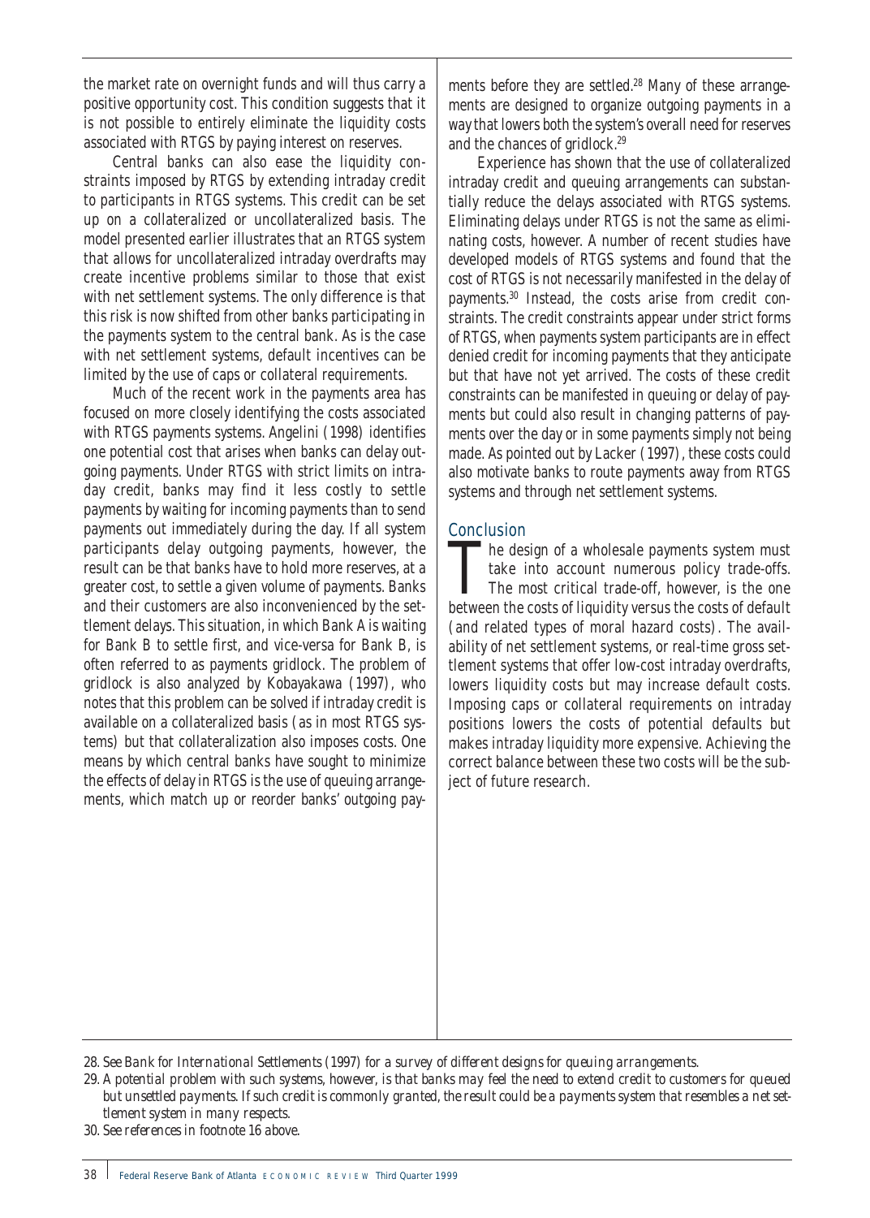the market rate on overnight funds and will thus carry a positive opportunity cost. This condition suggests that it is not possible to entirely eliminate the liquidity costs associated with RTGS by paying interest on reserves.

Central banks can also ease the liquidity constraints imposed by RTGS by extending intraday credit to participants in RTGS systems. This credit can be set up on a collateralized or uncollateralized basis. The model presented earlier illustrates that an RTGS system that allows for uncollateralized intraday overdrafts may create incentive problems similar to those that exist with net settlement systems. The only difference is that this risk is now shifted from other banks participating in the payments system to the central bank. As is the case with net settlement systems, default incentives can be limited by the use of caps or collateral requirements.

Much of the recent work in the payments area has focused on more closely identifying the costs associated with RTGS payments systems. Angelini (1998) identifies one potential cost that arises when banks can delay outgoing payments. Under RTGS with strict limits on intraday credit, banks may find it less costly to settle payments by waiting for incoming payments than to send payments out immediately during the day. If all system participants delay outgoing payments, however, the result can be that banks have to hold more reserves, at a greater cost, to settle a given volume of payments. Banks and their customers are also inconvenienced by the settlement delays. This situation, in which Bank A is waiting for Bank B to settle first, and vice-versa for Bank B, is often referred to as payments gridlock. The problem of gridlock is also analyzed by Kobayakawa (1997), who notes that this problem can be solved if intraday credit is available on a collateralized basis (as in most RTGS systems) but that collateralization also imposes costs. One means by which central banks have sought to minimize the effects of delay in RTGS is the use of queuing arrangements, which match up or reorder banks' outgoing payments before they are settled.[28] Many of these arrangements are designed to organize outgoing payments in a way that lowers both the system's overall need for reserves and the chances of gridlock.[29]

Experience has shown that the use of collateralized intraday credit and queuing arrangements can substantially reduce the delays associated with RTGS systems. Eliminating delays under RTGS is not the same as eliminating costs, however. A number of recent studies have developed models of RTGS systems and found that the cost of RTGS is not necessarily manifested in the delay of payments.[30] Instead, the costs arise from credit constraints. The credit constraints appear under strict forms of RTGS, when payments system participants are in effect denied credit for incoming payments that they anticipate but that have not yet arrived. The costs of these credit constraints can be manifested in queuing or delay of payments but could also result in changing patterns of payments over the day or in some payments simply not being made. As pointed out by Lacker (1997), these costs could also motivate banks to route payments away from RTGS systems and through net settlement systems.

## Conclusion

The design of a wholesale payments system must take into account numerous policy trade-offs. The most critical trade-off, however, is the one between the costs of liquidity versus the costs of default (and related types of moral hazard costs). The availability of net settlement systems, or real-time gross settlement systems that offer low-cost intraday overdrafts, lowers liquidity costs but may increase default costs. Imposing caps or collateral requirements on intraday positions lowers the costs of potential defaults but makes intraday liquidity more expensive. Achieving the correct balance between these two costs will be the subject of future research.

---

28. See Bank for International Settlements (1997) for a survey of different designs for queuing arrangements.

29. A potential problem with such systems, however, is that banks may feel the need to extend credit to customers for queued but unsettled payments. If such credit is commonly granted, the result could be a payments system that resembles a net settlement system in many respects.

30. See references in footnote 16 above.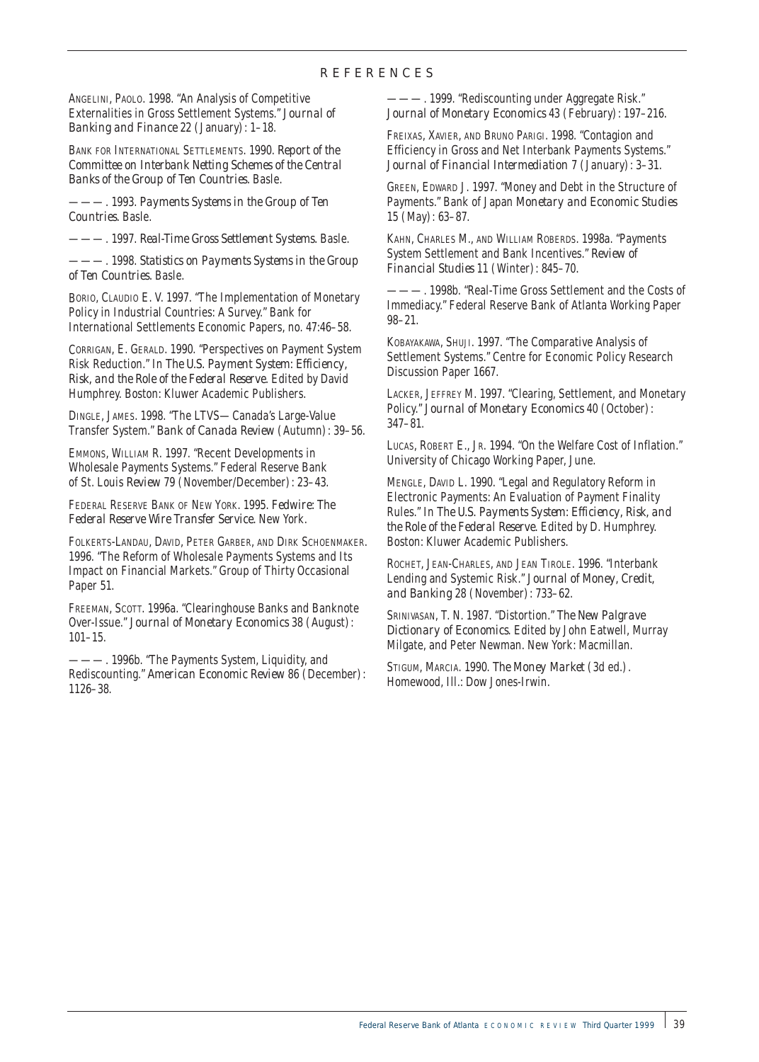## REFERENCES

ANGELINI, PAOLO. 1998. "An Analysis of Competitive Externalities in Gross Settlement Systems." *Journal of Banking and Finance* 22 (January): 1–18.

BANK FOR INTERNATIONAL SETTLEMENTS. 1990. *Report of the Committee on Interbank Netting Schemes of the Central Banks of the Group of Ten Countries.* Basle.

———. 1993. *Payments Systems in the Group of Ten Countries.* Basle.

———. 1997. *Real-Time Gross Settlement Systems.* Basle.

———. 1998. *Statistics on Payments Systems in the Group of Ten Countries.* Basle.

BORIO, CLAUDIO E. V. 1997. "The Implementation of Monetary Policy in Industrial Countries: A Survey." Bank for International Settlements Economic Papers, no. 47:46–58.

CORRIGAN, E. GERALD. 1990. "Perspectives on Payment System Risk Reduction." In *The U.S. Payment System: Efficiency, Risk, and the Role of the Federal Reserve.* Edited by David Humphrey. Boston: Kluwer Academic Publishers.

DINGLE, JAMES. 1998. "The LTVS—Canada's Large-Value Transfer System." *Bank of Canada Review* (Autumn): 39–56.

EMMONS, WILLIAM R. 1997. "Recent Developments in Wholesale Payments Systems." Federal Reserve Bank of St. Louis *Review* 79 (November/December): 23–43.

FEDERAL RESERVE BANK OF NEW YORK. 1995. *Fedwire: The Federal Reserve Wire Transfer Service.* New York.

FOLKERTS-LANDAU, DAVID, PETER GARBER, AND DIRK SCHOENMAKER. 1996. "The Reform of Wholesale Payments Systems and Its Impact on Financial Markets." Group of Thirty Occasional Paper 51.

FREEMAN, SCOTT. 1996a. "Clearinghouse Banks and Banknote Over-Issue." *Journal of Monetary Economics* 38 (August): 101–15.

———. 1996b. "The Payments System, Liquidity, and Rediscounting." *American Economic Review* 86 (December): 1126–38.

———. 1999. "Rediscounting under Aggregate Risk." *Journal of Monetary Economics* 43 (February): 197–216.

FREIXAS, XAVIER, AND BRUNO PARIGI. 1998. "Contagion and Efficiency in Gross and Net Interbank Payments Systems." *Journal of Financial Intermediation* 7 (January): 3–31.

GREEN, EDWARD J. 1997. "Money and Debt in the Structure of Payments." Bank of Japan *Monetary and Economic Studies* 15 (May): 63–87.

KAHN, CHARLES M., AND WILLIAM ROBERDS. 1998a. "Payments System Settlement and Bank Incentives." *Review of Financial Studies* 11 (Winter): 845–70.

———. 1998b. "Real-Time Gross Settlement and the Costs of Immediacy." Federal Reserve Bank of Atlanta Working Paper 98–21.

KOBAYAKAWA, SHUJI. 1997. "The Comparative Analysis of Settlement Systems." Centre for Economic Policy Research Discussion Paper 1667.

LACKER, JEFFREY M. 1997. "Clearing, Settlement, and Monetary Policy." *Journal of Monetary Economics* 40 (October): 347–81.

LUCAS, ROBERT E., JR. 1994. "On the Welfare Cost of Inflation." University of Chicago Working Paper, June.

MENGLE, DAVID L. 1990. "Legal and Regulatory Reform in Electronic Payments: An Evaluation of Payment Finality Rules." In *The U.S. Payments System: Efficiency, Risk, and the Role of the Federal Reserve.* Edited by D. Humphrey. Boston: Kluwer Academic Publishers.

ROCHET, JEAN-CHARLES, AND JEAN TIROLE. 1996. "Interbank Lending and Systemic Risk." *Journal of Money, Credit, and Banking* 28 (November): 733–62.

SRINIVASAN, T. N. 1987. "Distortion." *The New Palgrave Dictionary of Economics.* Edited by John Eatwell, Murray Milgate, and Peter Newman. New York: Macmillan.

STIGUM, MARCIA. 1990. *The Money Market* (3d ed.). Homewood, Ill.: Dow Jones-Irwin.